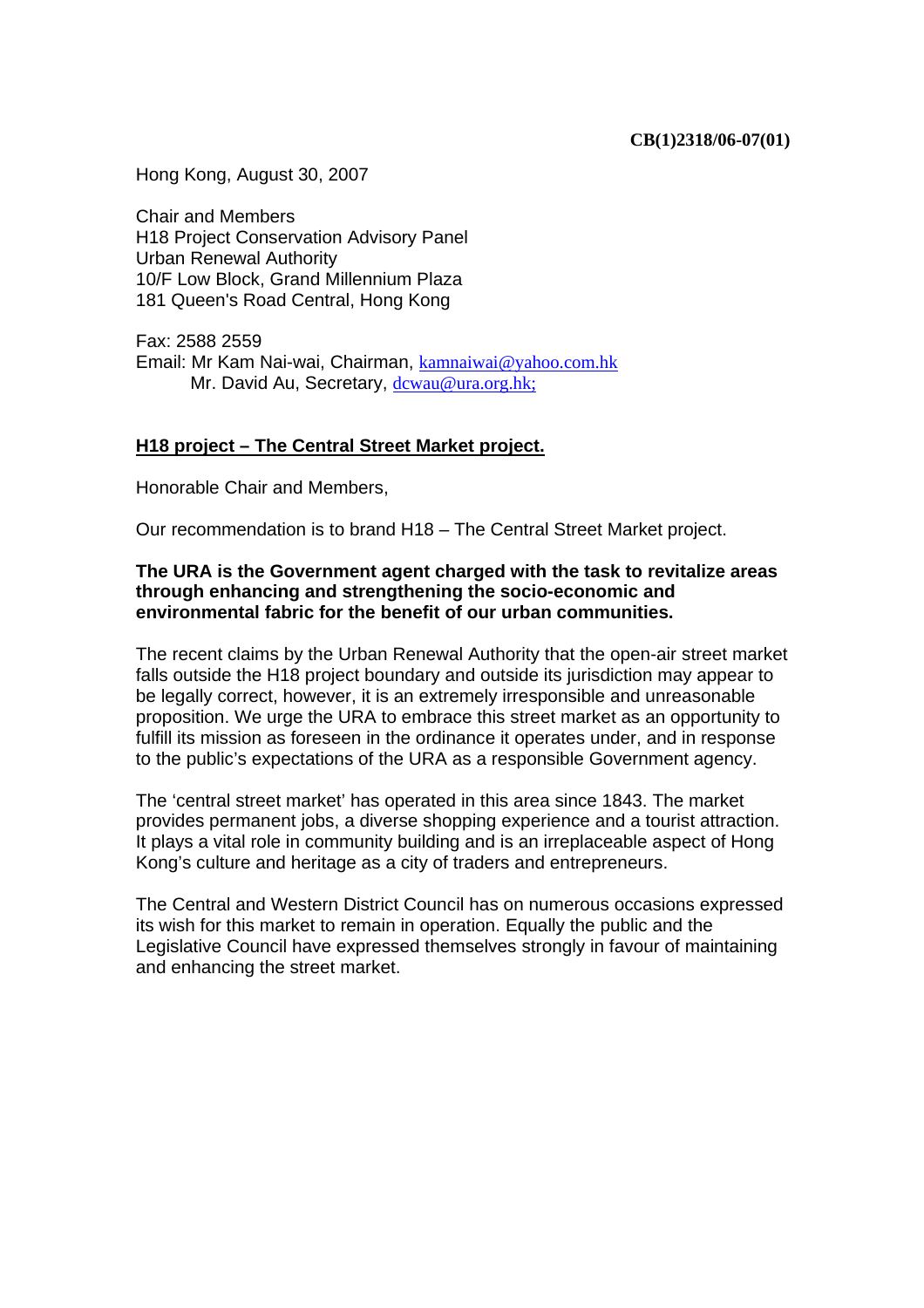**CB(1)2318/06-07(01)**

Hong Kong, August 30, 2007

Chair and Members
H18 Project Conservation Advisory Panel
Urban Renewal Authority
10/F Low Block, Grand Millennium Plaza
181 Queen's Road Central, Hong Kong

Fax: 2588 2559
Email: Mr Kam Nai-wai, Chairman, kamnaiwai@yahoo.com.hk
Mr. David Au, Secretary, dcwau@ura.org.hk;

**<u>H18 project – The Central Street Market project.</u>**

Honorable Chair and Members,

Our recommendation is to brand H18 – The Central Street Market project.

**The URA is the Government agent charged with the task to revitalize areas through enhancing and strengthening the socio-economic and environmental fabric for the benefit of our urban communities.**

The recent claims by the Urban Renewal Authority that the open-air street market falls outside the H18 project boundary and outside its jurisdiction may appear to be legally correct, however, it is an extremely irresponsible and unreasonable proposition. We urge the URA to embrace this street market as an opportunity to fulfill its mission as foreseen in the ordinance it operates under, and in response to the public's expectations of the URA as a responsible Government agency.

The 'central street market' has operated in this area since 1843. The market provides permanent jobs, a diverse shopping experience and a tourist attraction. It plays a vital role in community building and is an irreplaceable aspect of Hong Kong's culture and heritage as a city of traders and entrepreneurs.

The Central and Western District Council has on numerous occasions expressed its wish for this market to remain in operation. Equally the public and the Legislative Council have expressed themselves strongly in favour of maintaining and enhancing the street market.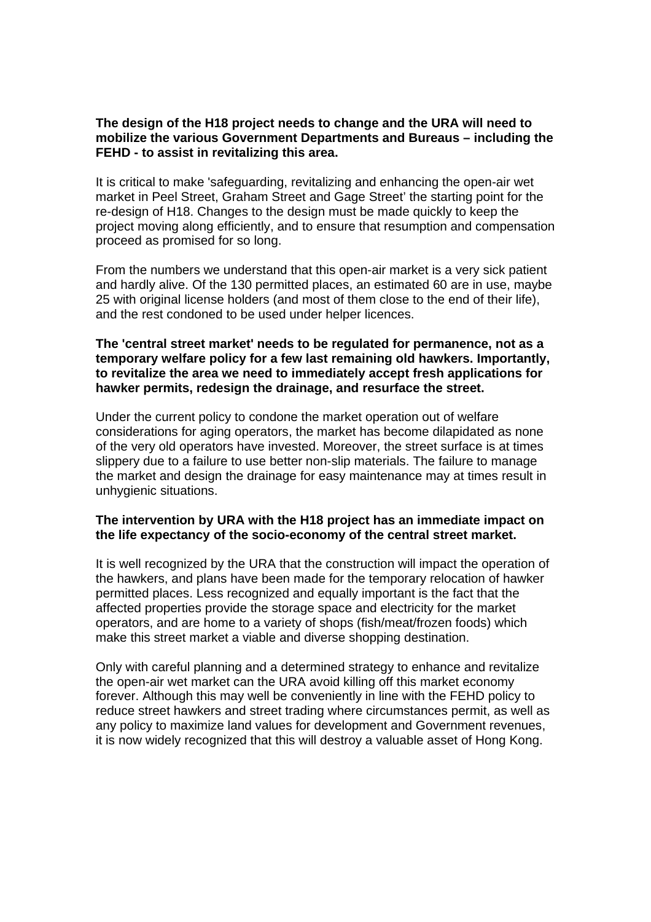**The design of the H18 project needs to change and the URA will need to mobilize the various Government Departments and Bureaus – including the FEHD - to assist in revitalizing this area.**

It is critical to make 'safeguarding, revitalizing and enhancing the open-air wet market in Peel Street, Graham Street and Gage Street' the starting point for the re-design of H18. Changes to the design must be made quickly to keep the project moving along efficiently, and to ensure that resumption and compensation proceed as promised for so long.

From the numbers we understand that this open-air market is a very sick patient and hardly alive. Of the 130 permitted places, an estimated 60 are in use, maybe 25 with original license holders (and most of them close to the end of their life), and the rest condoned to be used under helper licences.

**The 'central street market' needs to be regulated for permanence, not as a temporary welfare policy for a few last remaining old hawkers. Importantly, to revitalize the area we need to immediately accept fresh applications for hawker permits, redesign the drainage, and resurface the street.**

Under the current policy to condone the market operation out of welfare considerations for aging operators, the market has become dilapidated as none of the very old operators have invested. Moreover, the street surface is at times slippery due to a failure to use better non-slip materials. The failure to manage the market and design the drainage for easy maintenance may at times result in unhygienic situations.

**The intervention by URA with the H18 project has an immediate impact on the life expectancy of the socio-economy of the central street market.**

It is well recognized by the URA that the construction will impact the operation of the hawkers, and plans have been made for the temporary relocation of hawker permitted places. Less recognized and equally important is the fact that the affected properties provide the storage space and electricity for the market operators, and are home to a variety of shops (fish/meat/frozen foods) which make this street market a viable and diverse shopping destination.

Only with careful planning and a determined strategy to enhance and revitalize the open-air wet market can the URA avoid killing off this market economy forever. Although this may well be conveniently in line with the FEHD policy to reduce street hawkers and street trading where circumstances permit, as well as any policy to maximize land values for development and Government revenues, it is now widely recognized that this will destroy a valuable asset of Hong Kong.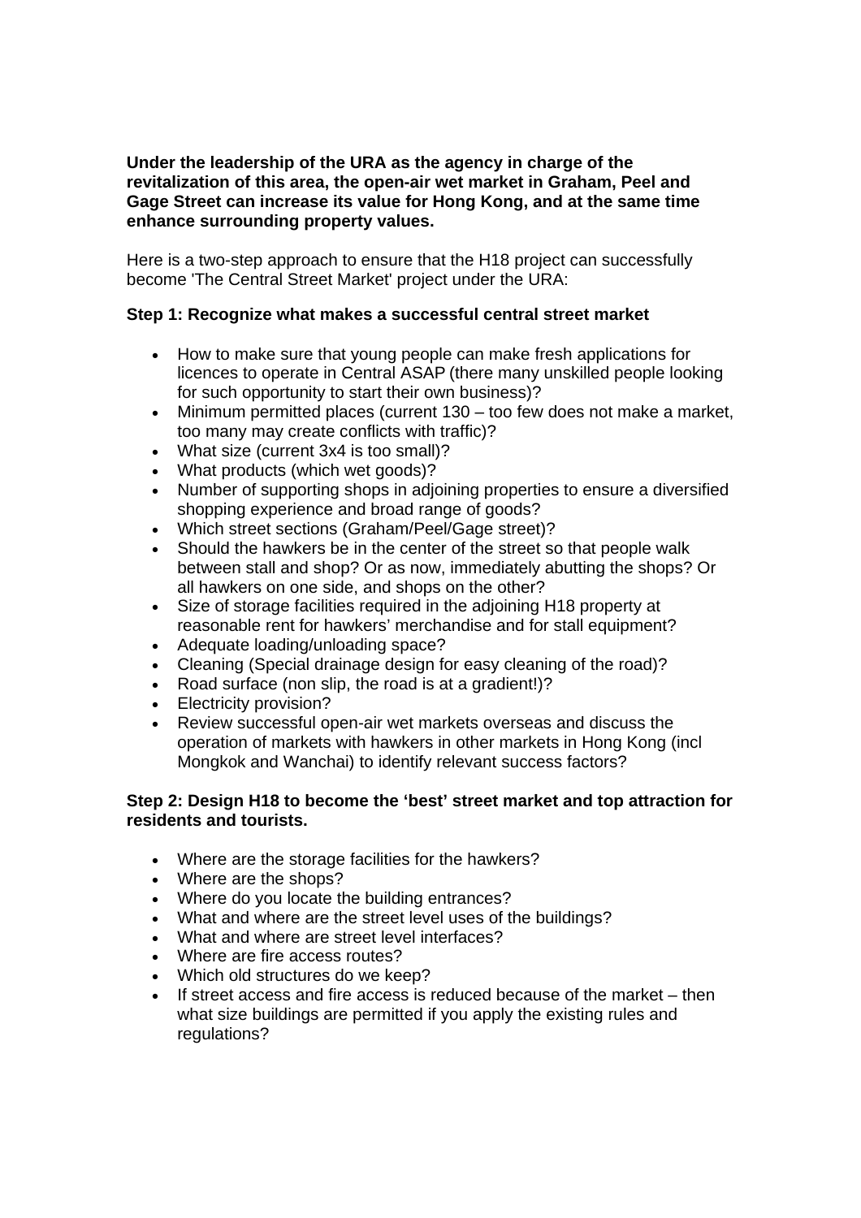**Under the leadership of the URA as the agency in charge of the revitalization of this area, the open-air wet market in Graham, Peel and Gage Street can increase its value for Hong Kong, and at the same time enhance surrounding property values.**

Here is a two-step approach to ensure that the H18 project can successfully become 'The Central Street Market' project under the URA:

**Step 1: Recognize what makes a successful central street market**

- How to make sure that young people can make fresh applications for licences to operate in Central ASAP (there many unskilled people looking for such opportunity to start their own business)?
- Minimum permitted places (current 130 – too few does not make a market, too many may create conflicts with traffic)?
- What size (current 3x4 is too small)?
- What products (which wet goods)?
- Number of supporting shops in adjoining properties to ensure a diversified shopping experience and broad range of goods?
- Which street sections (Graham/Peel/Gage street)?
- Should the hawkers be in the center of the street so that people walk between stall and shop? Or as now, immediately abutting the shops? Or all hawkers on one side, and shops on the other?
- Size of storage facilities required in the adjoining H18 property at reasonable rent for hawkers' merchandise and for stall equipment?
- Adequate loading/unloading space?
- Cleaning (Special drainage design for easy cleaning of the road)?
- Road surface (non slip, the road is at a gradient!)?
- Electricity provision?
- Review successful open-air wet markets overseas and discuss the operation of markets with hawkers in other markets in Hong Kong (incl Mongkok and Wanchai) to identify relevant success factors?

**Step 2: Design H18 to become the 'best' street market and top attraction for residents and tourists.**

- Where are the storage facilities for the hawkers?
- Where are the shops?
- Where do you locate the building entrances?
- What and where are the street level uses of the buildings?
- What and where are street level interfaces?
- Where are fire access routes?
- Which old structures do we keep?
- If street access and fire access is reduced because of the market – then what size buildings are permitted if you apply the existing rules and regulations?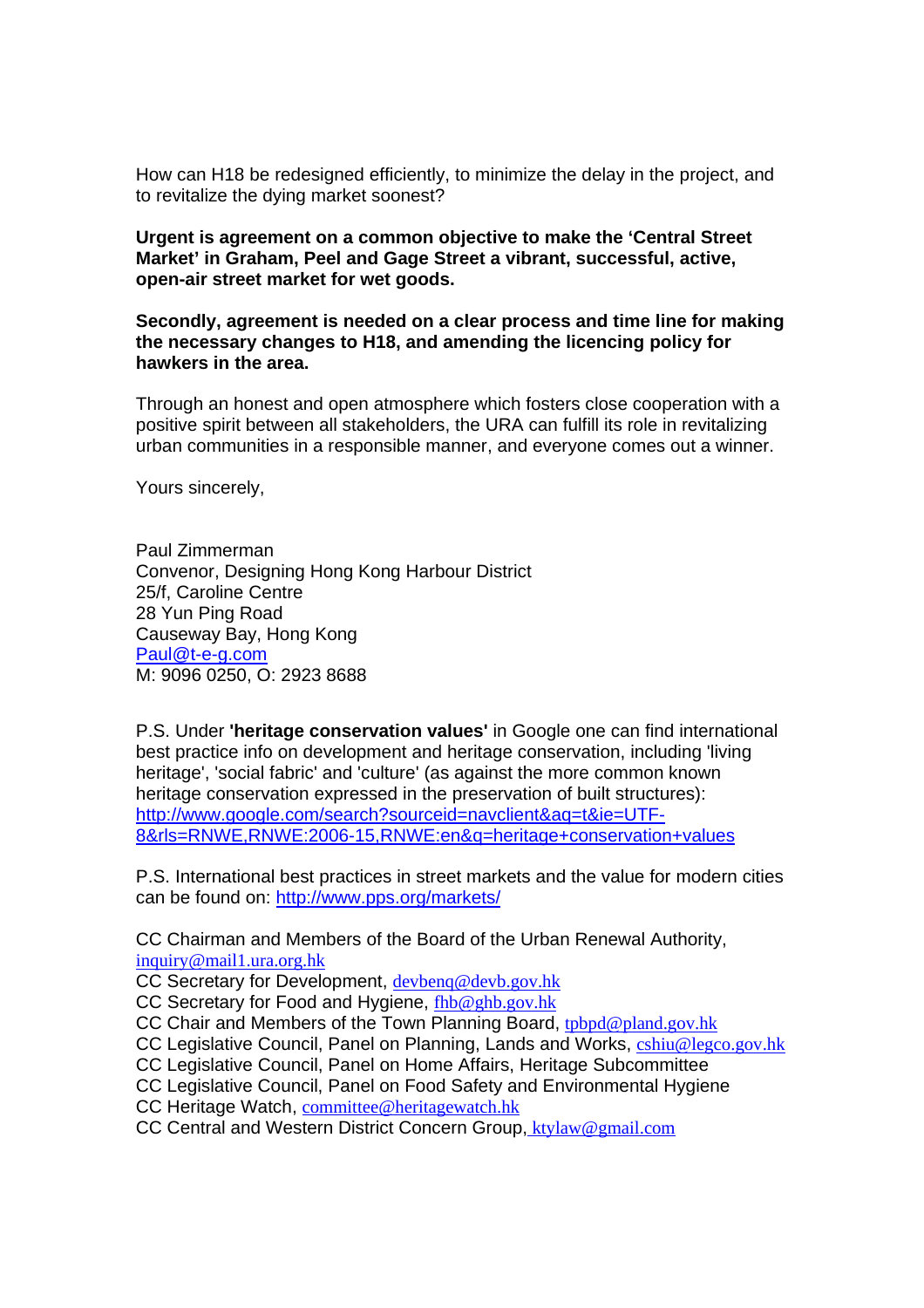How can H18 be redesigned efficiently, to minimize the delay in the project, and to revitalize the dying market soonest?

**Urgent is agreement on a common objective to make the 'Central Street Market' in Graham, Peel and Gage Street a vibrant, successful, active, open-air street market for wet goods.**

**Secondly, agreement is needed on a clear process and time line for making the necessary changes to H18, and amending the licencing policy for hawkers in the area.**

Through an honest and open atmosphere which fosters close cooperation with a positive spirit between all stakeholders, the URA can fulfill its role in revitalizing urban communities in a responsible manner, and everyone comes out a winner.

Yours sincerely,

Paul Zimmerman
Convenor, Designing Hong Kong Harbour District
25/f, Caroline Centre
28 Yun Ping Road
Causeway Bay, Hong Kong
Paul@t-e-g.com
M: 9096 0250, O: 2923 8688

P.S. Under **'heritage conservation values'** in Google one can find international best practice info on development and heritage conservation, including 'living heritage', 'social fabric' and 'culture' (as against the more common known heritage conservation expressed in the preservation of built structures): http://www.google.com/search?sourceid=navclient&aq=t&ie=UTF-8&rls=RNWE,RNWE:2006-15,RNWE:en&q=heritage+conservation+values

P.S. International best practices in street markets and the value for modern cities can be found on: http://www.pps.org/markets/

CC Chairman and Members of the Board of the Urban Renewal Authority, inquiry@mail1.ura.org.hk
CC Secretary for Development, devbenq@devb.gov.hk
CC Secretary for Food and Hygiene, fhb@ghb.gov.hk
CC Chair and Members of the Town Planning Board, tpbpd@pland.gov.hk
CC Legislative Council, Panel on Planning, Lands and Works, cshiu@legco.gov.hk
CC Legislative Council, Panel on Home Affairs, Heritage Subcommittee
CC Legislative Council, Panel on Food Safety and Environmental Hygiene
CC Heritage Watch, committee@heritagewatch.hk
CC Central and Western District Concern Group, ktylaw@gmail.com